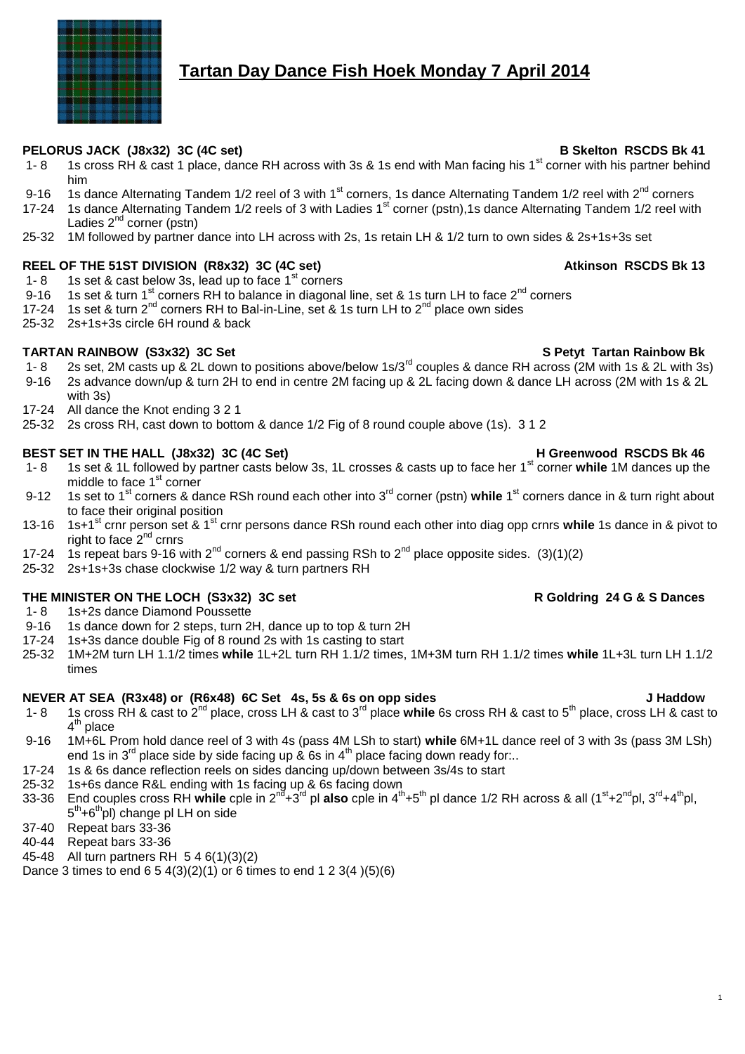# Tartan Day Dance Fish Hoek Monday 7 April 2014

**PELORUS JACK (J8x32) 3C (4C set)** **B Skelton RSCDS Bk 41**

1- 8 1s cross RH & cast 1 place, dance RH across with 3s & 1s end with Man facing his 1st corner with his partner behind him

9-16 1s dance Alternating Tandem 1/2 reel of 3 with 1st corners, 1s dance Alternating Tandem 1/2 reel with 2nd corners

17-24 1s dance Alternating Tandem 1/2 reels of 3 with Ladies 1st corner (pstn),1s dance Alternating Tandem 1/2 reel with Ladies 2nd corner (pstn)

25-32 1M followed by partner dance into LH across with 2s, 1s retain LH & 1/2 turn to own sides & 2s+1s+3s set

**REEL OF THE 51ST DIVISION (R8x32) 3C (4C set)** **Atkinson RSCDS Bk 13**

1- 8 1s set & cast below 3s, lead up to face 1st corners

9-16 1s set & turn 1st corners RH to balance in diagonal line, set & 1s turn LH to face 2nd corners

17-24 1s set & turn 2nd corners RH to Bal-in-Line, set & 1s turn LH to 2nd place own sides

25-32 2s+1s+3s circle 6H round & back

**TARTAN RAINBOW (S3x32) 3C Set** **S Petyt Tartan Rainbow Bk**

1- 8 2s set, 2M casts up & 2L down to positions above/below 1s/3rd couples & dance RH across (2M with 1s & 2L with 3s)

9-16 2s advance down/up & turn 2H to end in centre 2M facing up & 2L facing down & dance LH across (2M with 1s & 2L with 3s)

17-24 All dance the Knot ending 3 2 1

25-32 2s cross RH, cast down to bottom & dance 1/2 Fig of 8 round couple above (1s). 3 1 2

**BEST SET IN THE HALL (J8x32) 3C (4C Set)** **H Greenwood RSCDS Bk 46**

1- 8 1s set & 1L followed by partner casts below 3s, 1L crosses & casts up to face her 1st corner **while** 1M dances up the middle to face 1st corner

9-12 1s set to 1st corners & dance RSh round each other into 3rd corner (pstn) **while** 1st corners dance in & turn right about to face their original position

13-16 1s+1st crnr person set & 1st crnr persons dance RSh round each other into diag opp crnrs **while** 1s dance in & pivot to right to face 2nd crnrs

17-24 1s repeat bars 9-16 with 2nd corners & end passing RSh to 2nd place opposite sides. (3)(1)(2)

25-32 2s+1s+3s chase clockwise 1/2 way & turn partners RH

**THE MINISTER ON THE LOCH (S3x32) 3C set** **R Goldring 24 G & S Dances**

1- 8 1s+2s dance Diamond Poussette

9-16 1s dance down for 2 steps, turn 2H, dance up to top & turn 2H

17-24 1s+3s dance double Fig of 8 round 2s with 1s casting to start

25-32 1M+2M turn LH 1.1/2 times **while** 1L+2L turn RH 1.1/2 times, 1M+3M turn RH 1.1/2 times **while** 1L+3L turn LH 1.1/2 times

**NEVER AT SEA (R3x48) or (R6x48) 6C Set 4s, 5s & 6s on opp sides** **J Haddow**

1- 8 1s cross RH & cast to 2nd place, cross LH & cast to 3rd place **while** 6s cross RH & cast to 5th place, cross LH & cast to 4th place

9-16 1M+6L Prom hold dance reel of 3 with 4s (pass 4M LSh to start) **while** 6M+1L dance reel of 3 with 3s (pass 3M LSh) end 1s in 3rd place side by side facing up & 6s in 4th place facing down ready for:..

17-24 1s & 6s dance reflection reels on sides dancing up/down between 3s/4s to start

25-32 1s+6s dance R&L ending with 1s facing up & 6s facing down

33-36 End couples cross RH **while** cple in 2nd+3rd pl **also** cple in 4th+5th pl dance 1/2 RH across & all (1st+2ndpl, 3rd+4thpl, 5th+6thpl) change pl LH on side

37-40 Repeat bars 33-36

40-44 Repeat bars 33-36

45-48 All turn partners RH 5 4 6(1)(3)(2)

Dance 3 times to end 6 5 4(3)(2)(1) or 6 times to end 1 2 3(4 )(5)(6)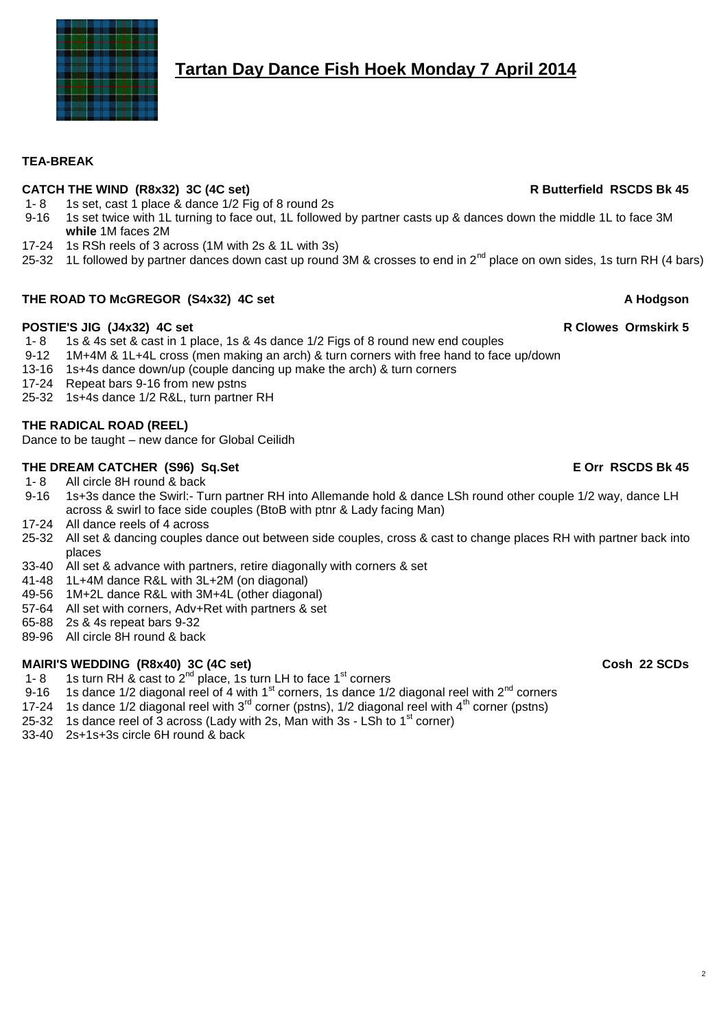# Tartan Day Dance Fish Hoek Monday 7 April 2014

**TEA-BREAK**

**CATCH THE WIND (R8x32) 3C (4C set)** **R Butterfield RSCDS Bk 45**

- 1- 8 1s set, cast 1 place & dance 1/2 Fig of 8 round 2s
- 9-16 1s set twice with 1L turning to face out, 1L followed by partner casts up & dances down the middle 1L to face 3M **while** 1M faces 2M
- 17-24 1s RSh reels of 3 across (1M with 2s & 1L with 3s)
- 25-32 1L followed by partner dances down cast up round 3M & crosses to end in 2nd place on own sides, 1s turn RH (4 bars)

**THE ROAD TO McGREGOR (S4x32) 4C set** **A Hodgson**

**POSTIE'S JIG (J4x32) 4C set** **R Clowes Ormskirk 5**

- 1- 8 1s & 4s set & cast in 1 place, 1s & 4s dance 1/2 Figs of 8 round new end couples
- 9-12 1M+4M & 1L+4L cross (men making an arch) & turn corners with free hand to face up/down
- 13-16 1s+4s dance down/up (couple dancing up make the arch) & turn corners
- 17-24 Repeat bars 9-16 from new pstns
- 25-32 1s+4s dance 1/2 R&L, turn partner RH

**THE RADICAL ROAD (REEL)**

Dance to be taught – new dance for Global Ceilidh

**THE DREAM CATCHER (S96) Sq.Set** **E Orr RSCDS Bk 45**

- 1- 8 All circle 8H round & back
- 9-16 1s+3s dance the Swirl:- Turn partner RH into Allemande hold & dance LSh round other couple 1/2 way, dance LH across & swirl to face side couples (BtoB with ptnr & Lady facing Man)
- 17-24 All dance reels of 4 across
- 25-32 All set & dancing couples dance out between side couples, cross & cast to change places RH with partner back into places
- 33-40 All set & advance with partners, retire diagonally with corners & set
- 41-48 1L+4M dance R&L with 3L+2M (on diagonal)
- 49-56 1M+2L dance R&L with 3M+4L (other diagonal)
- 57-64 All set with corners, Adv+Ret with partners & set
- 65-88 2s & 4s repeat bars 9-32
- 89-96 All circle 8H round & back

**MAIRI'S WEDDING (R8x40) 3C (4C set)** **Cosh 22 SCDs**

- 1- 8 1s turn RH & cast to 2nd place, 1s turn LH to face 1st corners
- 9-16 1s dance 1/2 diagonal reel of 4 with 1st corners, 1s dance 1/2 diagonal reel with 2nd corners
- 17-24 1s dance 1/2 diagonal reel with 3rd corner (pstns), 1/2 diagonal reel with 4th corner (pstns)
- 25-32 1s dance reel of 3 across (Lady with 2s, Man with 3s - LSh to 1st corner)
- 33-40 2s+1s+3s circle 6H round & back